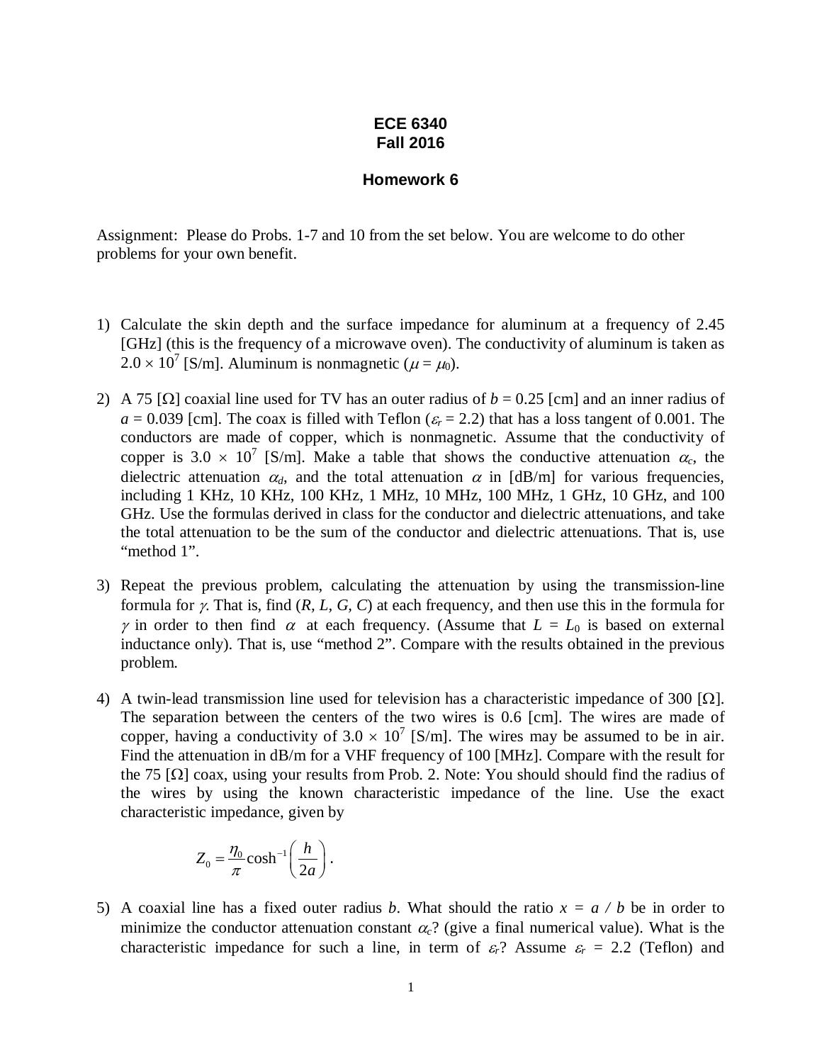**ECE 6340**
**Fall 2016**

**Homework 6**

Assignment: Please do Probs. 1-7 and 10 from the set below. You are welcome to do other problems for your own benefit.

1) Calculate the skin depth and the surface impedance for aluminum at a frequency of 2.45 [GHz] (this is the frequency of a microwave oven). The conductivity of aluminum is taken as $2.0 \times 10^7$ [S/m]. Aluminum is nonmagnetic ($\mu = \mu_0$).

2) A 75 [$\Omega$] coaxial line used for TV has an outer radius of $b = 0.25$ [cm] and an inner radius of $a = 0.039$ [cm]. The coax is filled with Teflon ($\varepsilon_r = 2.2$) that has a loss tangent of 0.001. The conductors are made of copper, which is nonmagnetic. Assume that the conductivity of copper is $3.0 \times 10^7$ [S/m]. Make a table that shows the conductive attenuation $\alpha_c$, the dielectric attenuation $\alpha_d$, and the total attenuation $\alpha$ in [dB/m] for various frequencies, including 1 KHz, 10 KHz, 100 KHz, 1 MHz, 10 MHz, 100 MHz, 1 GHz, 10 GHz, and 100 GHz. Use the formulas derived in class for the conductor and dielectric attenuations, and take the total attenuation to be the sum of the conductor and dielectric attenuations. That is, use "method 1".

3) Repeat the previous problem, calculating the attenuation by using the transmission-line formula for $\gamma$. That is, find ($R$, $L$, $G$, $C$) at each frequency, and then use this in the formula for $\gamma$ in order to then find $\alpha$ at each frequency. (Assume that $L = L_0$ is based on external inductance only). That is, use "method 2". Compare with the results obtained in the previous problem.

4) A twin-lead transmission line used for television has a characteristic impedance of 300 [$\Omega$]. The separation between the centers of the two wires is 0.6 [cm]. The wires are made of copper, having a conductivity of $3.0 \times 10^7$ [S/m]. The wires may be assumed to be in air. Find the attenuation in dB/m for a VHF frequency of 100 [MHz]. Compare with the result for the 75 [$\Omega$] coax, using your results from Prob. 2. Note: You should should find the radius of the wires by using the known characteristic impedance of the line. Use the exact characteristic impedance, given by

$$Z_0 = \frac{\eta_0}{\pi} \cosh^{-1}\left(\frac{h}{2a}\right).$$

5) A coaxial line has a fixed outer radius $b$. What should the ratio $x = a / b$ be in order to minimize the conductor attenuation constant $\alpha_c$? (give a final numerical value). What is the characteristic impedance for such a line, in term of $\varepsilon_r$? Assume $\varepsilon_r = 2.2$ (Teflon) and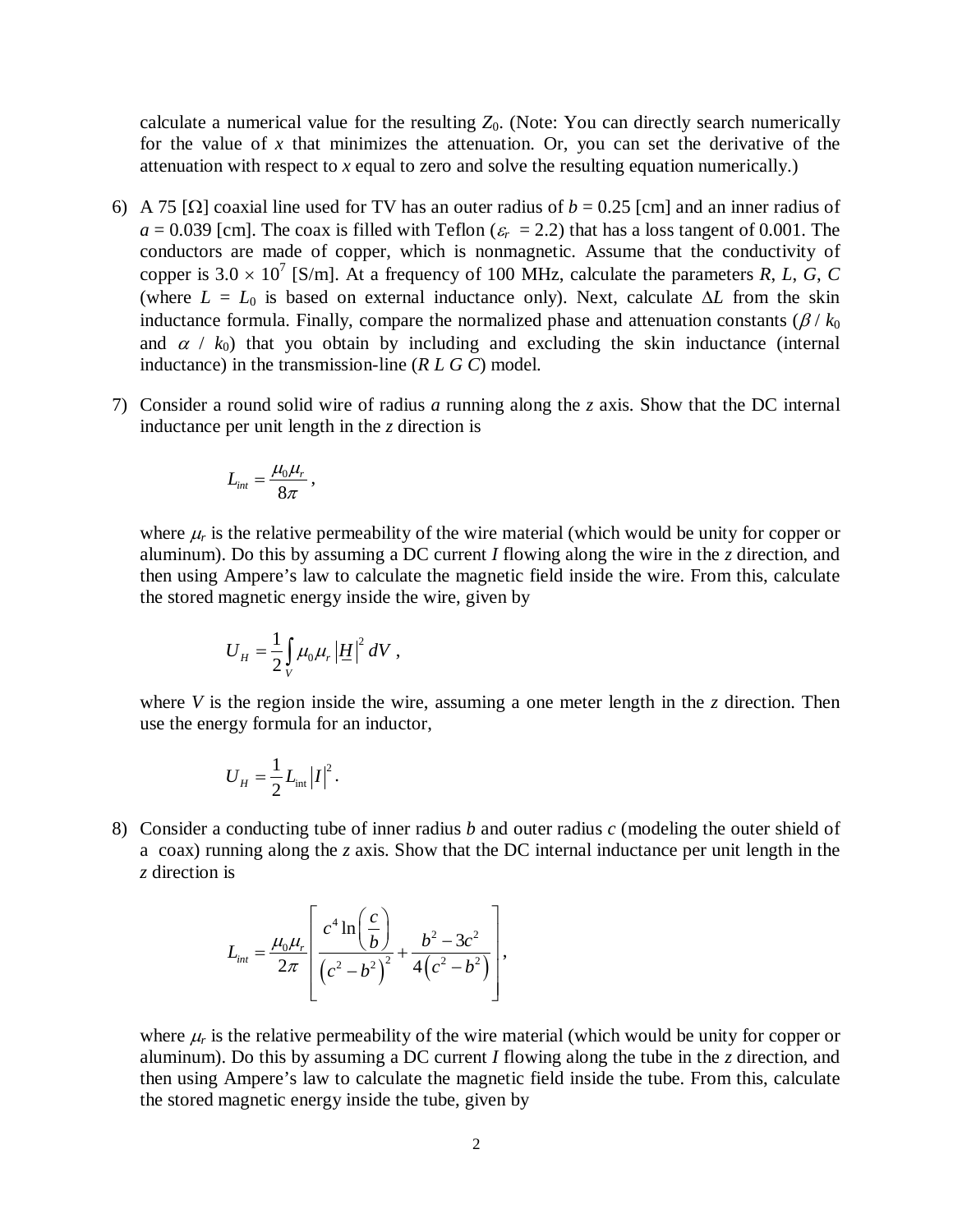calculate a numerical value for the resulting $Z_0$. (Note: You can directly search numerically for the value of $x$ that minimizes the attenuation. Or, you can set the derivative of the attenuation with respect to $x$ equal to zero and solve the resulting equation numerically.)

6) A 75 [Ω] coaxial line used for TV has an outer radius of $b = 0.25$ [cm] and an inner radius of $a = 0.039$ [cm]. The coax is filled with Teflon ($\varepsilon_r = 2.2$) that has a loss tangent of 0.001. The conductors are made of copper, which is nonmagnetic. Assume that the conductivity of copper is $3.0 \times 10^7$ [S/m]. At a frequency of 100 MHz, calculate the parameters $R$, $L$, $G$, $C$ (where $L = L_0$ is based on external inductance only). Next, calculate $\Delta L$ from the skin inductance formula. Finally, compare the normalized phase and attenuation constants ($\beta / k_0$ and $\alpha / k_0$) that you obtain by including and excluding the skin inductance (internal inductance) in the transmission-line ($R\ L\ G\ C$) model.

7) Consider a round solid wire of radius $a$ running along the $z$ axis. Show that the DC internal inductance per unit length in the $z$ direction is

$$L_{int} = \frac{\mu_0 \mu_r}{8\pi},$$

where $\mu_r$ is the relative permeability of the wire material (which would be unity for copper or aluminum). Do this by assuming a DC current $I$ flowing along the wire in the $z$ direction, and then using Ampere's law to calculate the magnetic field inside the wire. From this, calculate the stored magnetic energy inside the wire, given by

$$U_H = \frac{1}{2}\int_V \mu_0 \mu_r \left|\underline{H}\right|^2 dV,$$

where $V$ is the region inside the wire, assuming a one meter length in the $z$ direction. Then use the energy formula for an inductor,

$$U_H = \frac{1}{2} L_{\text{int}} \left|I\right|^2.$$

8) Consider a conducting tube of inner radius $b$ and outer radius $c$ (modeling the outer shield of a coax) running along the $z$ axis. Show that the DC internal inductance per unit length in the $z$ direction is

$$L_{int} = \frac{\mu_0 \mu_r}{2\pi}\left[\frac{c^4 \ln\left(\dfrac{c}{b}\right)}{\left(c^2 - b^2\right)^2} + \frac{b^2 - 3c^2}{4\left(c^2 - b^2\right)}\right],$$

where $\mu_r$ is the relative permeability of the wire material (which would be unity for copper or aluminum). Do this by assuming a DC current $I$ flowing along the tube in the $z$ direction, and then using Ampere's law to calculate the magnetic field inside the tube. From this, calculate the stored magnetic energy inside the tube, given by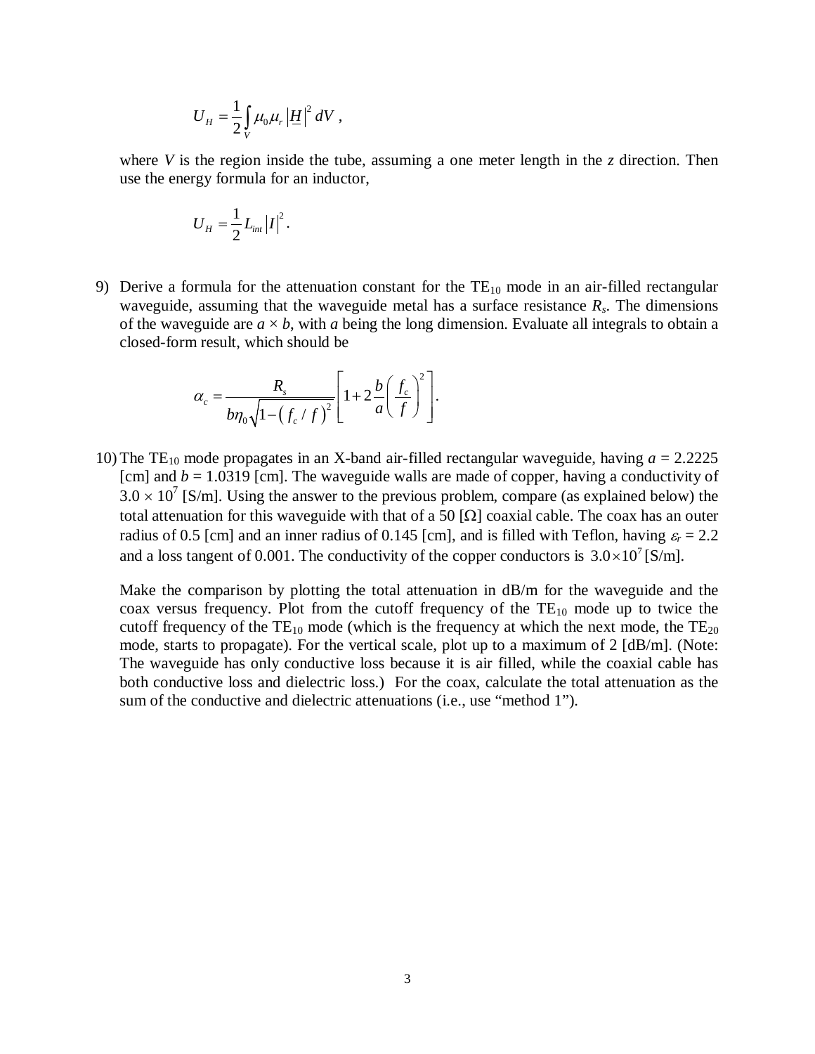$$U_H = \frac{1}{2}\int_V \mu_0 \mu_r \left|\underline{H}\right|^2 dV \,,$$

where $V$ is the region inside the tube, assuming a one meter length in the $z$ direction. Then use the energy formula for an inductor,

$$U_H = \frac{1}{2} L_{int} \left|I\right|^2 .$$

9) Derive a formula for the attenuation constant for the $TE_{10}$ mode in an air-filled rectangular waveguide, assuming that the waveguide metal has a surface resistance $R_s$. The dimensions of the waveguide are $a \times b$, with $a$ being the long dimension. Evaluate all integrals to obtain a closed-form result, which should be

$$\alpha_c = \frac{R_s}{b\eta_0\sqrt{1-\left(f_c / f\right)^2}}\left[1+2\frac{b}{a}\left(\frac{f_c}{f}\right)^2\right].$$

10) The $TE_{10}$ mode propagates in an X-band air-filled rectangular waveguide, having $a$ = 2.2225 [cm] and $b$ = 1.0319 [cm]. The waveguide walls are made of copper, having a conductivity of $3.0 \times 10^7$ [S/m]. Using the answer to the previous problem, compare (as explained below) the total attenuation for this waveguide with that of a 50 [Ω] coaxial cable. The coax has an outer radius of 0.5 [cm] and an inner radius of 0.145 [cm], and is filled with Teflon, having $\varepsilon_r = 2.2$ and a loss tangent of 0.001. The conductivity of the copper conductors is $3.0 \times 10^7$ [S/m].

Make the comparison by plotting the total attenuation in dB/m for the waveguide and the coax versus frequency. Plot from the cutoff frequency of the $TE_{10}$ mode up to twice the cutoff frequency of the $TE_{10}$ mode (which is the frequency at which the next mode, the $TE_{20}$ mode, starts to propagate). For the vertical scale, plot up to a maximum of 2 [dB/m]. (Note: The waveguide has only conductive loss because it is air filled, while the coaxial cable has both conductive loss and dielectric loss.) For the coax, calculate the total attenuation as the sum of the conductive and dielectric attenuations (i.e., use "method 1").